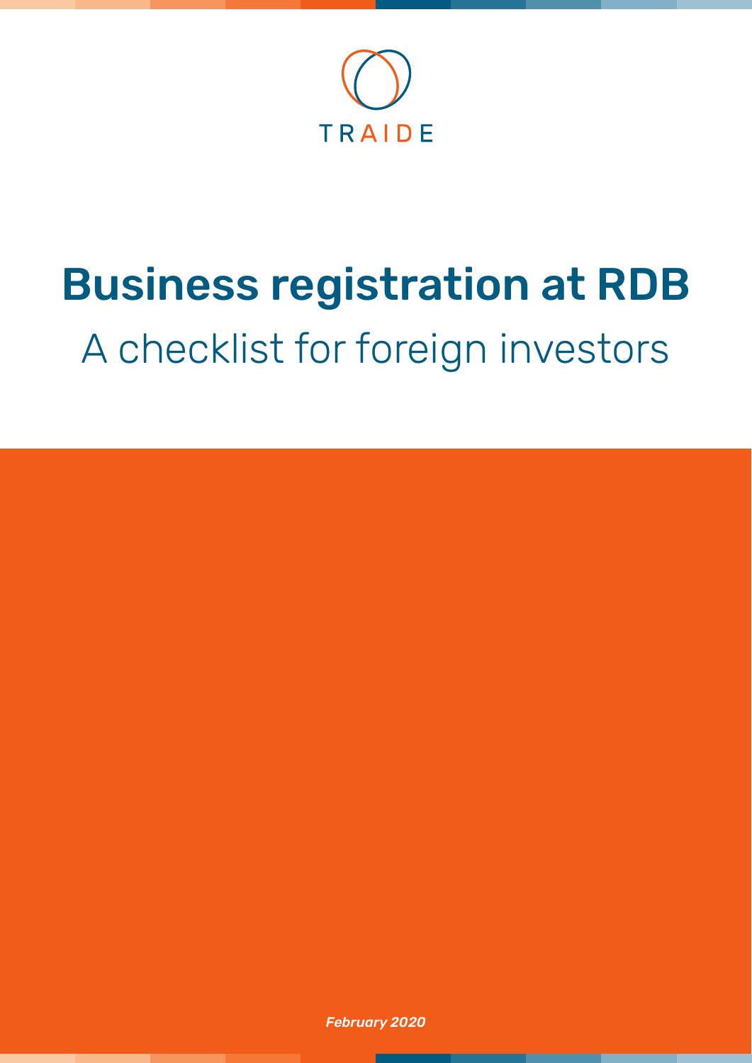TRAIDE

# Business registration at RDB

## A checklist for foreign investors

*February 2020*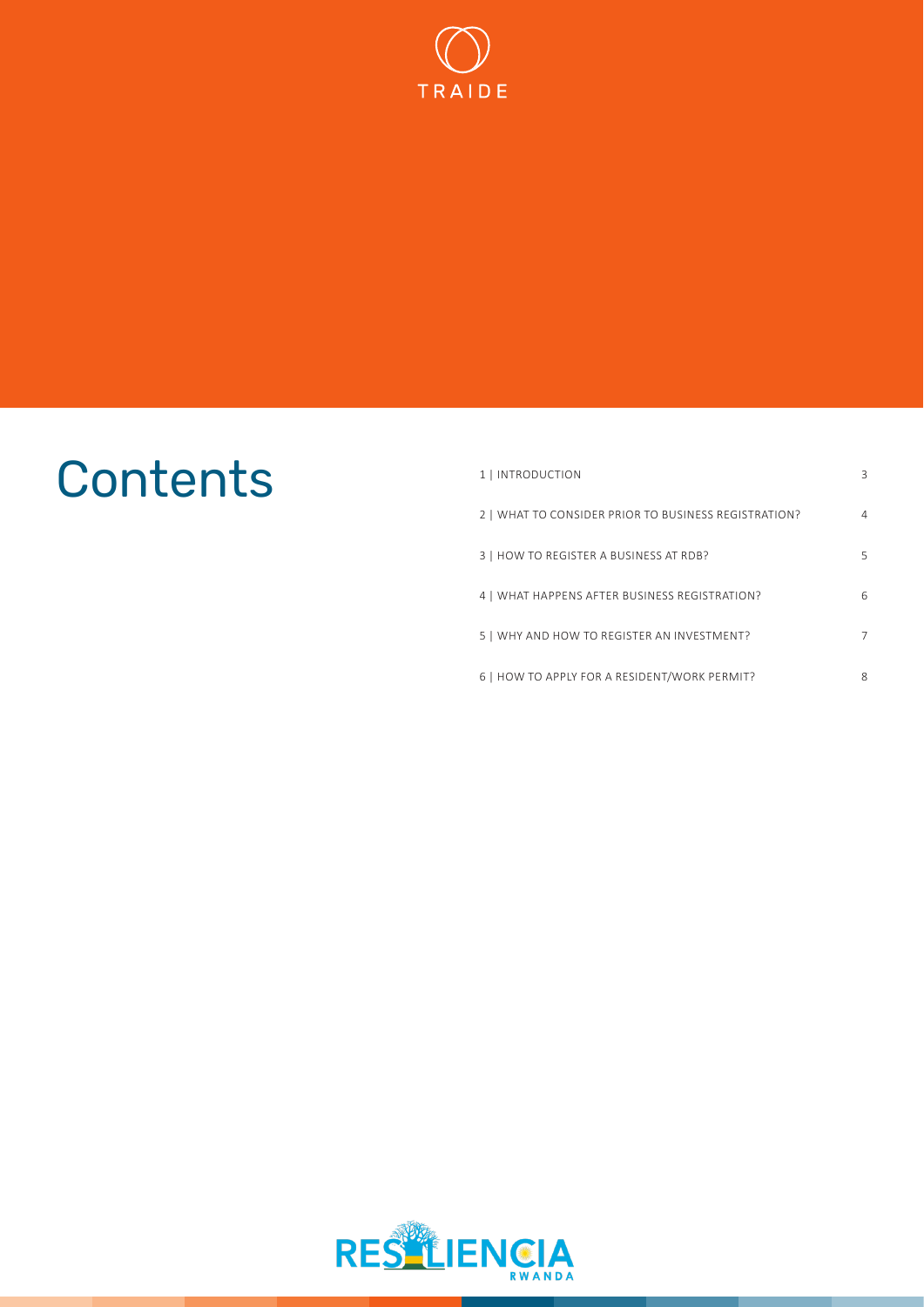# Contents

| | |
|---|---|
| 1 \| INTRODUCTION | 3 |
| 2 \| WHAT TO CONSIDER PRIOR TO BUSINESS REGISTRATION? | 4 |
| 3 \| HOW TO REGISTER A BUSINESS AT RDB? | 5 |
| 4 \| WHAT HAPPENS AFTER BUSINESS REGISTRATION? | 6 |
| 5 \| WHY AND HOW TO REGISTER AN INVESTMENT? | 7 |
| 6 \| HOW TO APPLY FOR A RESIDENT/WORK PERMIT? | 8 |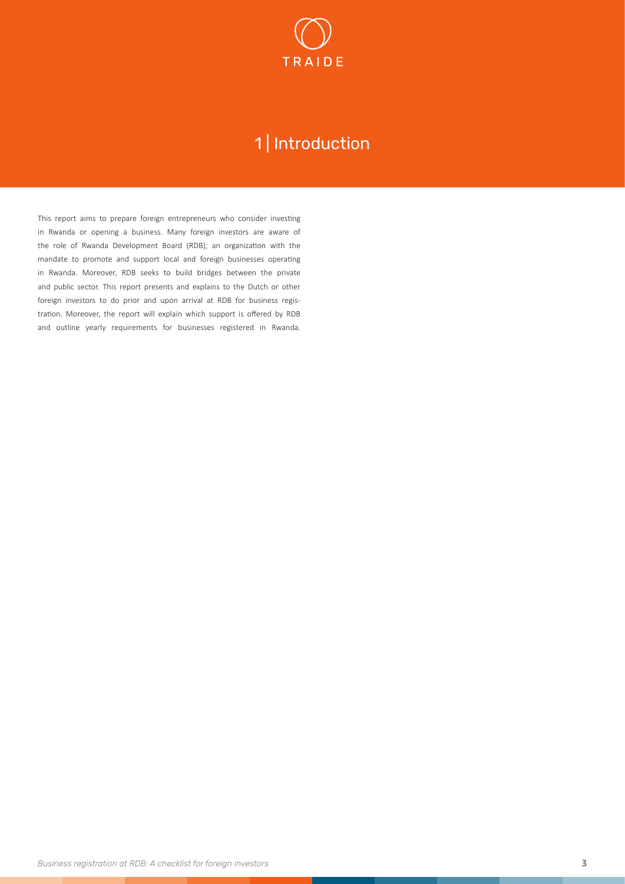# 1 | Introduction

This report aims to prepare foreign entrepreneurs who consider investing in Rwanda or opening a business. Many foreign investors are aware of the role of Rwanda Development Board (RDB); an organization with the mandate to promote and support local and foreign businesses operating in Rwanda. Moreover, RDB seeks to build bridges between the private and public sector. This report presents and explains to the Dutch or other foreign investors to do prior and upon arrival at RDB for business registration. Moreover, the report will explain which support is offered by RDB and outline yearly requirements for businesses registered in Rwanda.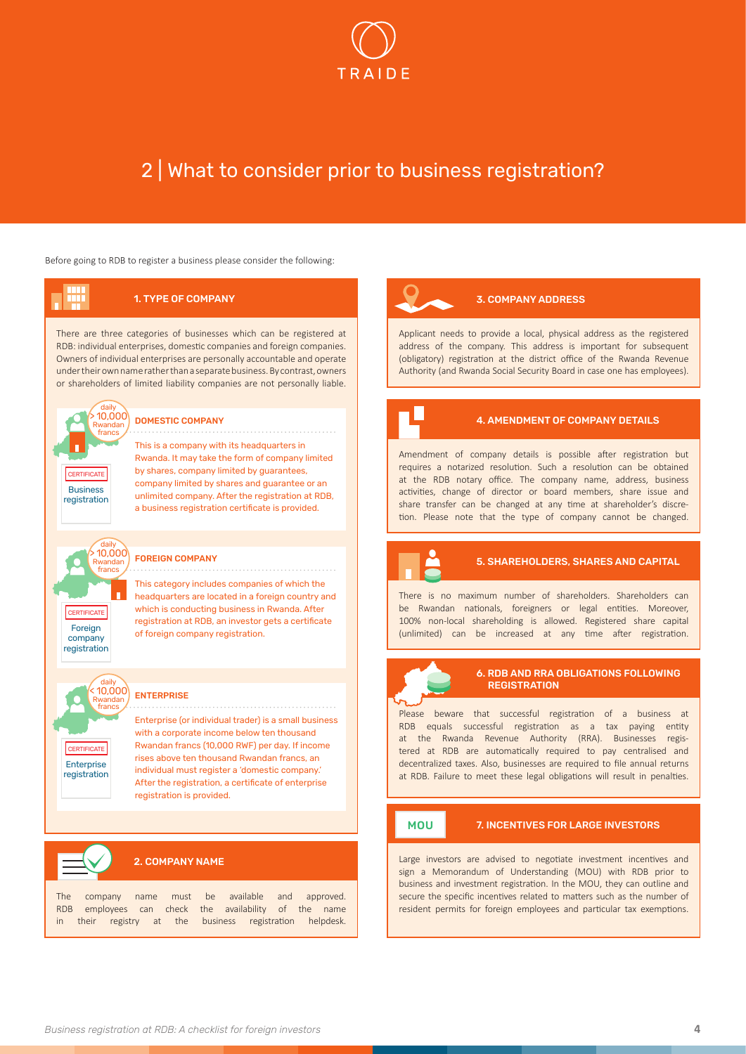# 2 | What to consider prior to business registration?

Before going to RDB to register a business please consider the following:

## 1. TYPE OF COMPANY

There are three categories of businesses which can be registered at RDB: individual enterprises, domestic companies and foreign companies. Owners of individual enterprises are personally accountable and operate under their own name rather than a separate business. By contrast, owners or shareholders of limited liability companies are not personally liable.

### DOMESTIC COMPANY

daily > 10,000 Rwandan francs

CERTIFICATE: Business registration

This is a company with its headquarters in Rwanda. It may take the form of company limited by shares, company limited by guarantees, company limited by shares and guarantee or an unlimited company. After the registration at RDB, a business registration certificate is provided.

### FOREIGN COMPANY

daily > 10,000 Rwandan francs

CERTIFICATE: Foreign company registration

This category includes companies of which the headquarters are located in a foreign country and which is conducting business in Rwanda. After registration at RDB, an investor gets a certificate of foreign company registration.

### ENTERPRISE

daily < 10,000 Rwandan francs

CERTIFICATE: Enterprise registration

Enterprise (or individual trader) is a small business with a corporate income below ten thousand Rwandan francs (10,000 RWF) per day. If income rises above ten thousand Rwandan francs, an individual must register a 'domestic company.' After the registration, a certificate of enterprise registration is provided.

## 2. COMPANY NAME

The company name must be available and approved. RDB employees can check the availability of the name in their registry at the business registration helpdesk.

## 3. COMPANY ADDRESS

Applicant needs to provide a local, physical address as the registered address of the company. This address is important for subsequent (obligatory) registration at the district office of the Rwanda Revenue Authority (and Rwanda Social Security Board in case one has employees).

## 4. AMENDMENT OF COMPANY DETAILS

Amendment of company details is possible after registration but requires a notarized resolution. Such a resolution can be obtained at the RDB notary office. The company name, address, business activities, change of director or board members, share issue and share transfer can be changed at any time at shareholder's discretion. Please note that the type of company cannot be changed.

## 5. SHAREHOLDERS, SHARES AND CAPITAL

There is no maximum number of shareholders. Shareholders can be Rwandan nationals, foreigners or legal entities. Moreover, 100% non-local shareholding is allowed. Registered share capital (unlimited) can be increased at any time after registration.

## 6. RDB AND RRA OBLIGATIONS FOLLOWING REGISTRATION

Please beware that successful registration of a business at RDB equals successful registration as a tax paying entity at the Rwanda Revenue Authority (RRA). Businesses registered at RDB are automatically required to pay centralised and decentralized taxes. Also, businesses are required to file annual returns at RDB. Failure to meet these legal obligations will result in penalties.

## 7. INCENTIVES FOR LARGE INVESTORS

MOU

Large investors are advised to negotiate investment incentives and sign a Memorandum of Understanding (MOU) with RDB prior to business and investment registration. In the MOU, they can outline and secure the specific incentives related to matters such as the number of resident permits for foreign employees and particular tax exemptions.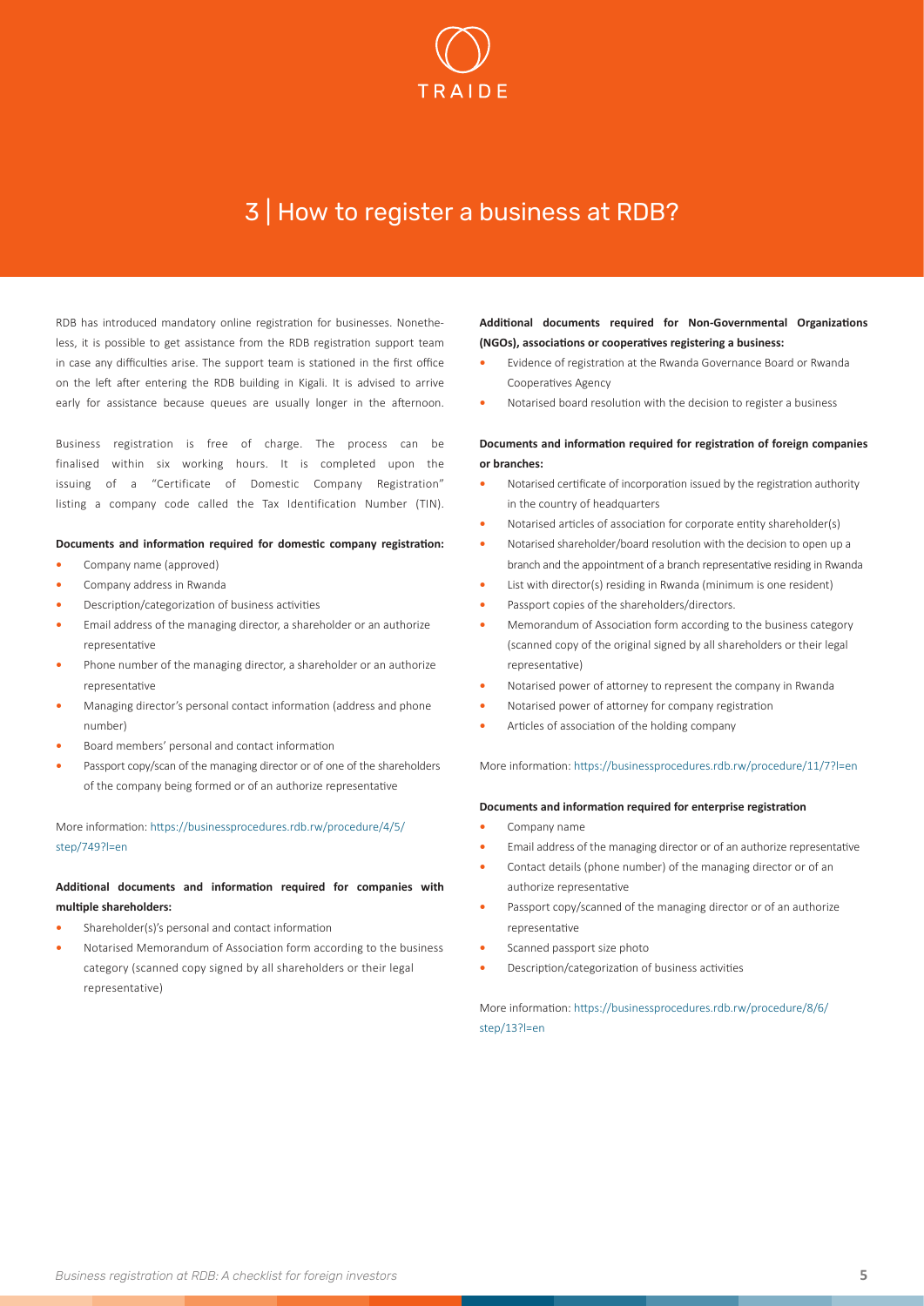# 3 | How to register a business at RDB?

RDB has introduced mandatory online registration for businesses. Nonetheless, it is possible to get assistance from the RDB registration support team in case any difficulties arise. The support team is stationed in the first office on the left after entering the RDB building in Kigali. It is advised to arrive early for assistance because queues are usually longer in the afternoon.

Business registration is free of charge. The process can be finalised within six working hours. It is completed upon the issuing of a "Certificate of Domestic Company Registration" listing a company code called the Tax Identification Number (TIN).

**Documents and information required for domestic company registration:**

- Company name (approved)
- Company address in Rwanda
- Description/categorization of business activities
- Email address of the managing director, a shareholder or an authorize representative
- Phone number of the managing director, a shareholder or an authorize representative
- Managing director's personal contact information (address and phone number)
- Board members' personal and contact information
- Passport copy/scan of the managing director or of one of the shareholders of the company being formed or of an authorize representative

More information: https://businessprocedures.rdb.rw/procedure/4/5/step/749?l=en

**Additional documents and information required for companies with multiple shareholders:**

- Shareholder(s)'s personal and contact information
- Notarised Memorandum of Association form according to the business category (scanned copy signed by all shareholders or their legal representative)

**Additional documents required for Non-Governmental Organizations (NGOs), associations or cooperatives registering a business:**

- Evidence of registration at the Rwanda Governance Board or Rwanda Cooperatives Agency
- Notarised board resolution with the decision to register a business

**Documents and information required for registration of foreign companies or branches:**

- Notarised certificate of incorporation issued by the registration authority in the country of headquarters
- Notarised articles of association for corporate entity shareholder(s)
- Notarised shareholder/board resolution with the decision to open up a branch and the appointment of a branch representative residing in Rwanda
- List with director(s) residing in Rwanda (minimum is one resident)
- Passport copies of the shareholders/directors.
- Memorandum of Association form according to the business category (scanned copy of the original signed by all shareholders or their legal representative)
- Notarised power of attorney to represent the company in Rwanda
- Notarised power of attorney for company registration
- Articles of association of the holding company

More information: https://businessprocedures.rdb.rw/procedure/11/7?l=en

**Documents and information required for enterprise registration**

- Company name
- Email address of the managing director or of an authorize representative
- Contact details (phone number) of the managing director or of an authorize representative
- Passport copy/scanned of the managing director or of an authorize representative
- Scanned passport size photo
- Description/categorization of business activities

More information: https://businessprocedures.rdb.rw/procedure/8/6/step/13?l=en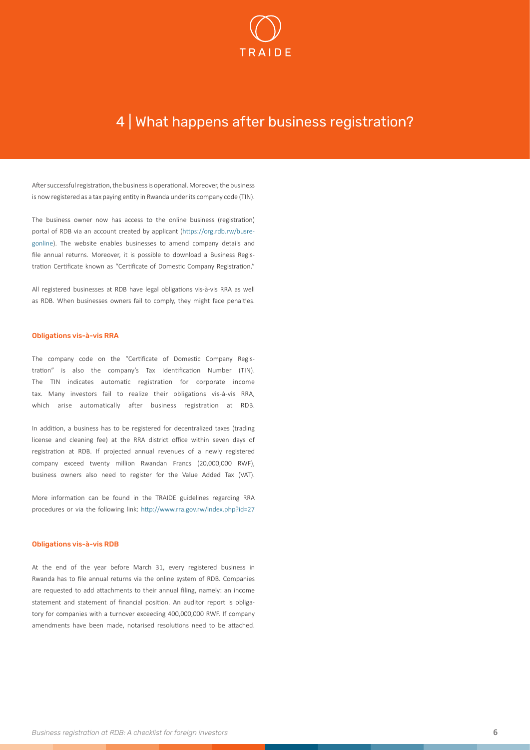# 4 | What happens after business registration?

After successful registration, the business is operational. Moreover, the business is now registered as a tax paying entity in Rwanda under its company code (TIN).

The business owner now has access to the online business (registration) portal of RDB via an account created by applicant (https://org.rdb.rw/busregonline). The website enables businesses to amend company details and file annual returns. Moreover, it is possible to download a Business Registration Certificate known as "Certificate of Domestic Company Registration."

All registered businesses at RDB have legal obligations vis-à-vis RRA as well as RDB. When businesses owners fail to comply, they might face penalties.

### Obligations vis-à-vis RRA

The company code on the "Certificate of Domestic Company Registration" is also the company's Tax Identification Number (TIN). The TIN indicates automatic registration for corporate income tax. Many investors fail to realize their obligations vis-à-vis RRA, which arise automatically after business registration at RDB.

In addition, a business has to be registered for decentralized taxes (trading license and cleaning fee) at the RRA district office within seven days of registration at RDB. If projected annual revenues of a newly registered company exceed twenty million Rwandan Francs (20,000,000 RWF), business owners also need to register for the Value Added Tax (VAT).

More information can be found in the TRAIDE guidelines regarding RRA procedures or via the following link: http://www.rra.gov.rw/index.php?id=27

### Obligations vis-à-vis RDB

At the end of the year before March 31, every registered business in Rwanda has to file annual returns via the online system of RDB. Companies are requested to add attachments to their annual filing, namely: an income statement and statement of financial position. An auditor report is obligatory for companies with a turnover exceeding 400,000,000 RWF. If company amendments have been made, notarised resolutions need to be attached.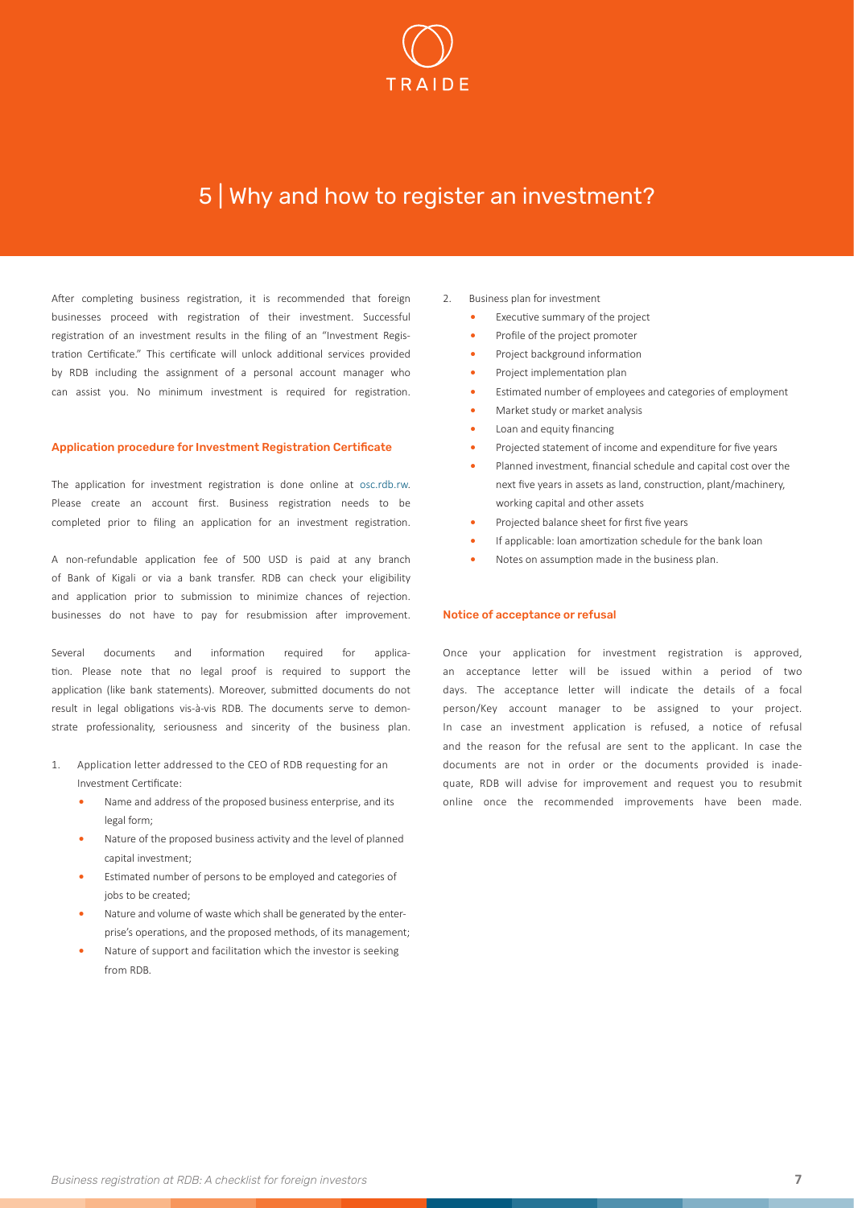# 5 | Why and how to register an investment?

After completing business registration, it is recommended that foreign businesses proceed with registration of their investment. Successful registration of an investment results in the filing of an "Investment Registration Certificate." This certificate will unlock additional services provided by RDB including the assignment of a personal account manager who can assist you. No minimum investment is required for registration.

### Application procedure for Investment Registration Certificate

The application for investment registration is done online at osc.rdb.rw. Please create an account first. Business registration needs to be completed prior to filing an application for an investment registration.

A non-refundable application fee of 500 USD is paid at any branch of Bank of Kigali or via a bank transfer. RDB can check your eligibility and application prior to submission to minimize chances of rejection. businesses do not have to pay for resubmission after improvement.

Several documents and information required for application. Please note that no legal proof is required to support the application (like bank statements). Moreover, submitted documents do not result in legal obligations vis-à-vis RDB. The documents serve to demonstrate professionality, seriousness and sincerity of the business plan.

1. Application letter addressed to the CEO of RDB requesting for an Investment Certificate:
    - Name and address of the proposed business enterprise, and its legal form;
    - Nature of the proposed business activity and the level of planned capital investment;
    - Estimated number of persons to be employed and categories of jobs to be created;
    - Nature and volume of waste which shall be generated by the enterprise's operations, and the proposed methods, of its management;
    - Nature of support and facilitation which the investor is seeking from RDB.
2. Business plan for investment
    - Executive summary of the project
    - Profile of the project promoter
    - Project background information
    - Project implementation plan
    - Estimated number of employees and categories of employment
    - Market study or market analysis
    - Loan and equity financing
    - Projected statement of income and expenditure for five years
    - Planned investment, financial schedule and capital cost over the next five years in assets as land, construction, plant/machinery, working capital and other assets
    - Projected balance sheet for first five years
    - If applicable: loan amortization schedule for the bank loan
    - Notes on assumption made in the business plan.

### Notice of acceptance or refusal

Once your application for investment registration is approved, an acceptance letter will be issued within a period of two days. The acceptance letter will indicate the details of a focal person/Key account manager to be assigned to your project. In case an investment application is refused, a notice of refusal and the reason for the refusal are sent to the applicant. In case the documents are not in order or the documents provided is inadequate, RDB will advise for improvement and request you to resubmit online once the recommended improvements have been made.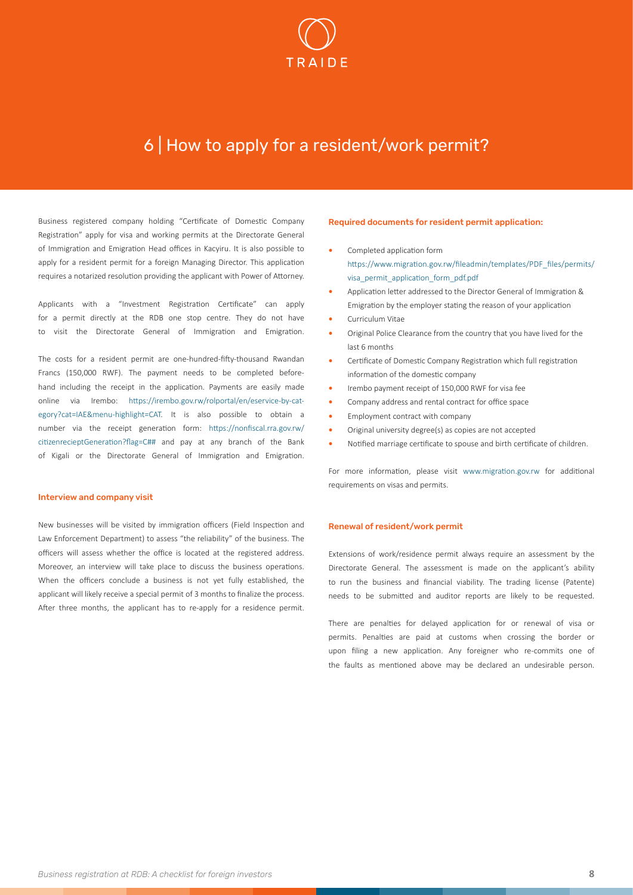TRAIDE

# 6 | How to apply for a resident/work permit?

Business registered company holding "Certificate of Domestic Company Registration" apply for visa and working permits at the Directorate General of Immigration and Emigration Head offices in Kacyiru. It is also possible to apply for a resident permit for a foreign Managing Director. This application requires a notarized resolution providing the applicant with Power of Attorney.

Applicants with a "Investment Registration Certificate" can apply for a permit directly at the RDB one stop centre. They do not have to visit the Directorate General of Immigration and Emigration.

The costs for a resident permit are one-hundred-fifty-thousand Rwandan Francs (150,000 RWF). The payment needs to be completed beforehand including the receipt in the application. Payments are easily made online via Irembo: https://irembo.gov.rw/rolportal/en/eservice-by-category?cat=IAE&menu-highlight=CAT. It is also possible to obtain a number via the receipt generation form: https://nonfiscal.rra.gov.rw/citizenrecieptGeneration?flag=C## and pay at any branch of the Bank of Kigali or the Directorate General of Immigration and Emigration.

### Interview and company visit

New businesses will be visited by immigration officers (Field Inspection and Law Enforcement Department) to assess "the reliability" of the business. The officers will assess whether the office is located at the registered address. Moreover, an interview will take place to discuss the business operations. When the officers conclude a business is not yet fully established, the applicant will likely receive a special permit of 3 months to finalize the process. After three months, the applicant has to re-apply for a residence permit.

### Required documents for resident permit application:

- Completed application form https://www.migration.gov.rw/fileadmin/templates/PDF_files/permits/visa_permit_application_form_pdf.pdf
- Application letter addressed to the Director General of Immigration & Emigration by the employer stating the reason of your application
- Curriculum Vitae
- Original Police Clearance from the country that you have lived for the last 6 months
- Certificate of Domestic Company Registration which full registration information of the domestic company
- Irembo payment receipt of 150,000 RWF for visa fee
- Company address and rental contract for office space
- Employment contract with company
- Original university degree(s) as copies are not accepted
- Notified marriage certificate to spouse and birth certificate of children.

For more information, please visit www.migration.gov.rw for additional requirements on visas and permits.

### Renewal of resident/work permit

Extensions of work/residence permit always require an assessment by the Directorate General. The assessment is made on the applicant's ability to run the business and financial viability. The trading license (Patente) needs to be submitted and auditor reports are likely to be requested.

There are penalties for delayed application for or renewal of visa or permits. Penalties are paid at customs when crossing the border or upon filing a new application. Any foreigner who re-commits one of the faults as mentioned above may be declared an undesirable person.